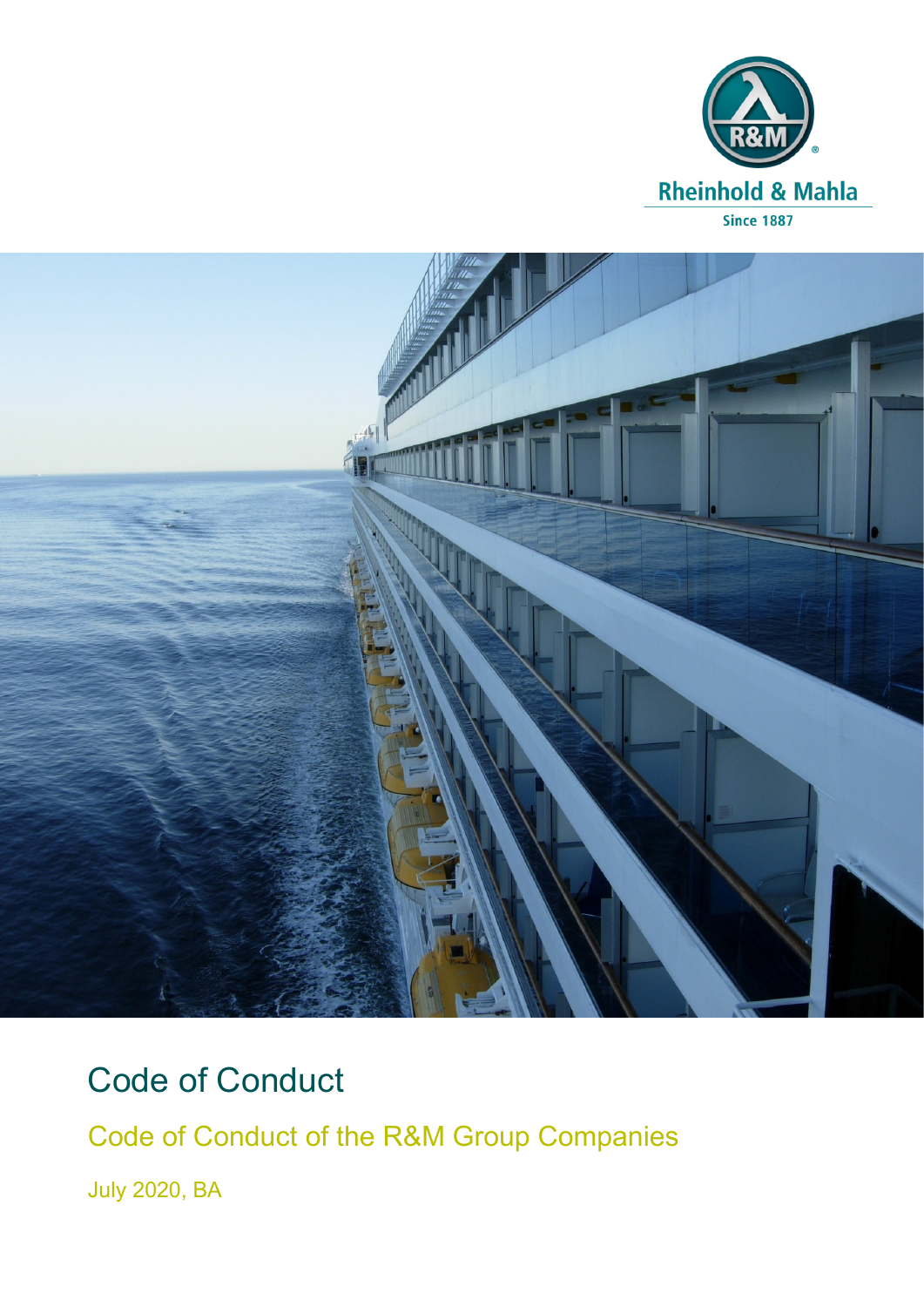Rheinhold & Mahla

Since 1887

# Code of Conduct

## Code of Conduct of the R&M Group Companies

July 2020, BA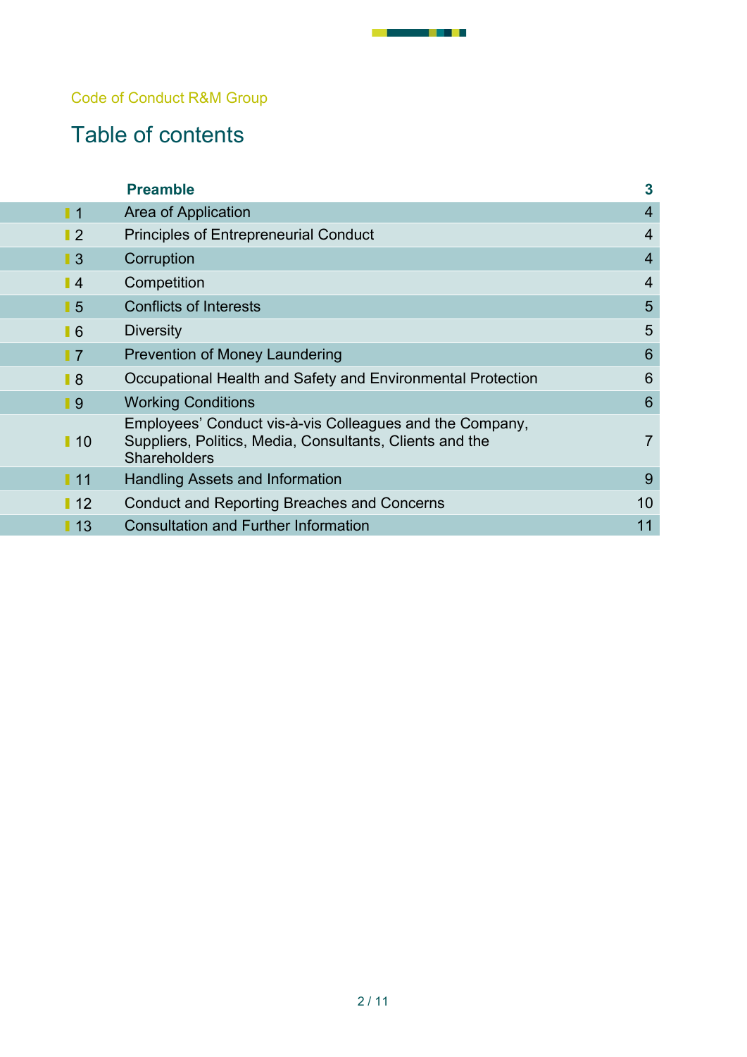Code of Conduct R&M Group

# Table of contents

| | | |
|---|---|---|
| | **Preamble** | **3** |
| 1 | Area of Application | 4 |
| 2 | Principles of Entrepreneurial Conduct | 4 |
| 3 | Corruption | 4 |
| 4 | Competition | 4 |
| 5 | Conflicts of Interests | 5 |
| 6 | Diversity | 5 |
| 7 | Prevention of Money Laundering | 6 |
| 8 | Occupational Health and Safety and Environmental Protection | 6 |
| 9 | Working Conditions | 6 |
| 10 | Employees' Conduct vis-à-vis Colleagues and the Company, Suppliers, Politics, Media, Consultants, Clients and the Shareholders | 7 |
| 11 | Handling Assets and Information | 9 |
| 12 | Conduct and Reporting Breaches and Concerns | 10 |
| 13 | Consultation and Further Information | 11 |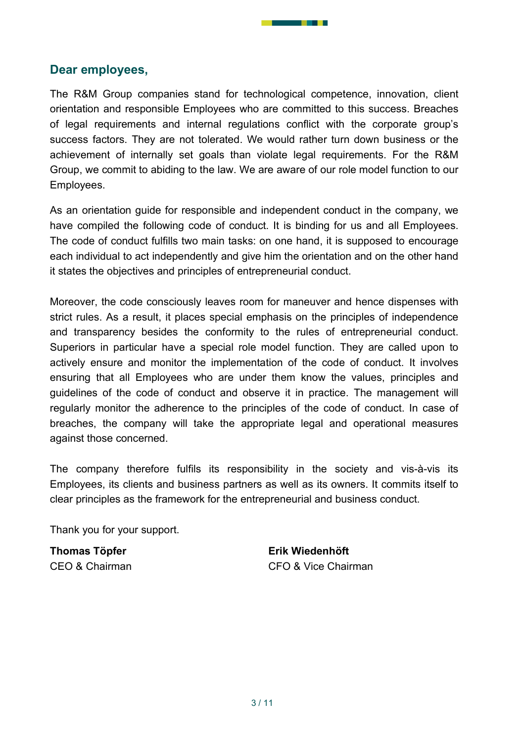## Dear employees,

The R&M Group companies stand for technological competence, innovation, client orientation and responsible Employees who are committed to this success. Breaches of legal requirements and internal regulations conflict with the corporate group's success factors. They are not tolerated. We would rather turn down business or the achievement of internally set goals than violate legal requirements. For the R&M Group, we commit to abiding to the law. We are aware of our role model function to our Employees.

As an orientation guide for responsible and independent conduct in the company, we have compiled the following code of conduct. It is binding for us and all Employees. The code of conduct fulfills two main tasks: on one hand, it is supposed to encourage each individual to act independently and give him the orientation and on the other hand it states the objectives and principles of entrepreneurial conduct.

Moreover, the code consciously leaves room for maneuver and hence dispenses with strict rules. As a result, it places special emphasis on the principles of independence and transparency besides the conformity to the rules of entrepreneurial conduct. Superiors in particular have a special role model function. They are called upon to actively ensure and monitor the implementation of the code of conduct. It involves ensuring that all Employees who are under them know the values, principles and guidelines of the code of conduct and observe it in practice. The management will regularly monitor the adherence to the principles of the code of conduct. In case of breaches, the company will take the appropriate legal and operational measures against those concerned.

The company therefore fulfils its responsibility in the society and vis-à-vis its Employees, its clients and business partners as well as its owners. It commits itself to clear principles as the framework for the entrepreneurial and business conduct.

Thank you for your support.

**Thomas Töpfer**
CEO & Chairman

**Erik Wiedenhöft**
CFO & Vice Chairman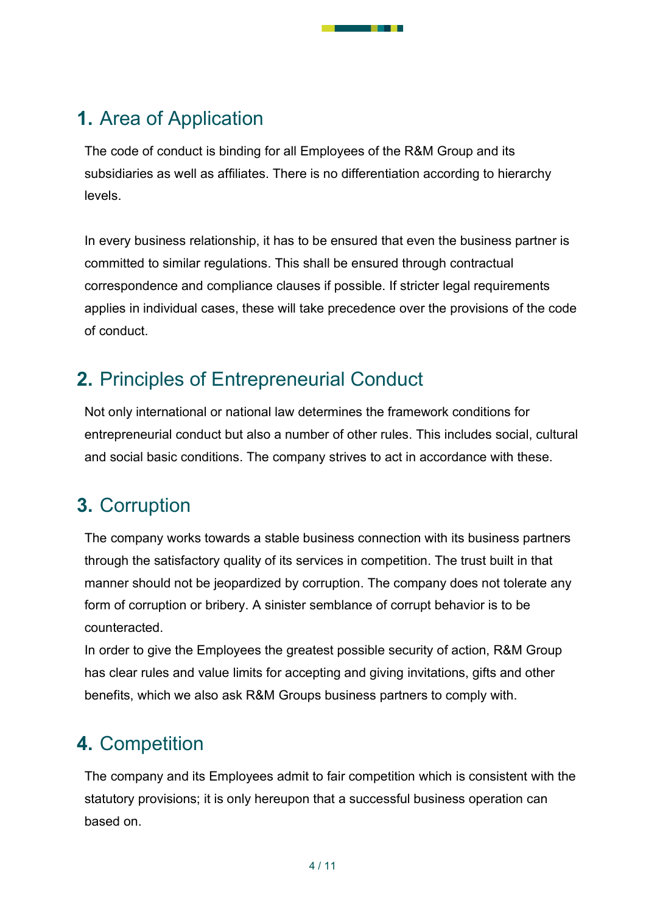## **1.** Area of Application

The code of conduct is binding for all Employees of the R&M Group and its subsidiaries as well as affiliates. There is no differentiation according to hierarchy levels.

In every business relationship, it has to be ensured that even the business partner is committed to similar regulations. This shall be ensured through contractual correspondence and compliance clauses if possible. If stricter legal requirements applies in individual cases, these will take precedence over the provisions of the code of conduct.

## **2.** Principles of Entrepreneurial Conduct

Not only international or national law determines the framework conditions for entrepreneurial conduct but also a number of other rules. This includes social, cultural and social basic conditions. The company strives to act in accordance with these.

## **3.** Corruption

The company works towards a stable business connection with its business partners through the satisfactory quality of its services in competition. The trust built in that manner should not be jeopardized by corruption. The company does not tolerate any form of corruption or bribery. A sinister semblance of corrupt behavior is to be counteracted.
In order to give the Employees the greatest possible security of action, R&M Group has clear rules and value limits for accepting and giving invitations, gifts and other benefits, which we also ask R&M Groups business partners to comply with.

## **4.** Competition

The company and its Employees admit to fair competition which is consistent with the statutory provisions; it is only hereupon that a successful business operation can based on.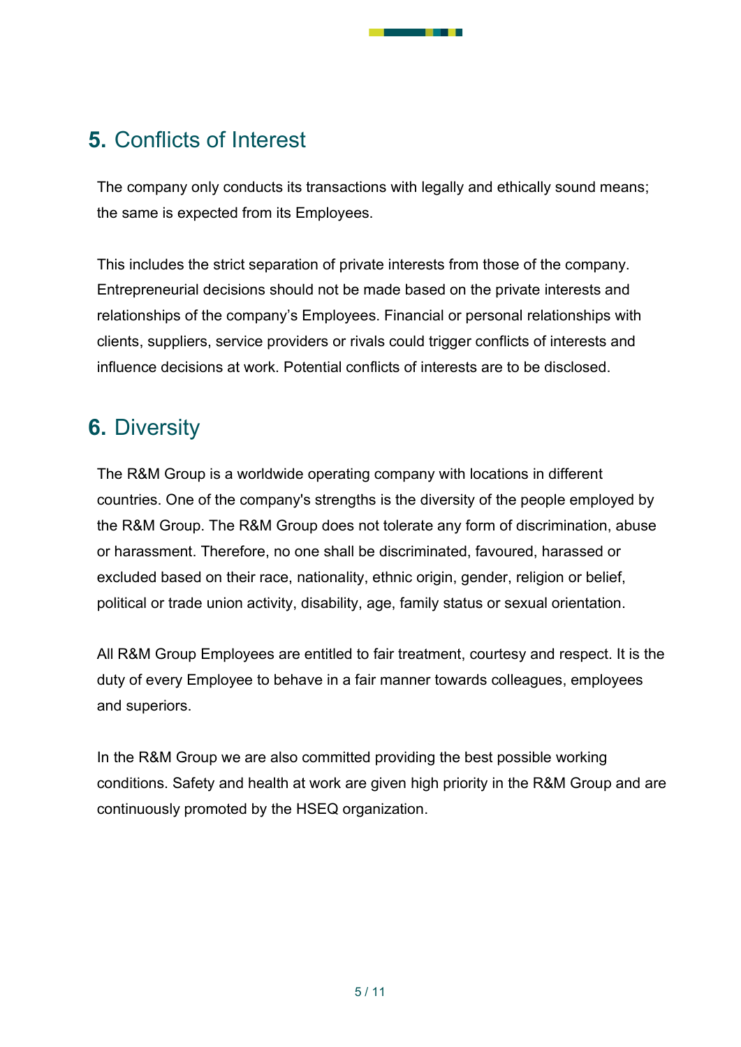## **5.** Conflicts of Interest

The company only conducts its transactions with legally and ethically sound means; the same is expected from its Employees.

This includes the strict separation of private interests from those of the company. Entrepreneurial decisions should not be made based on the private interests and relationships of the company's Employees. Financial or personal relationships with clients, suppliers, service providers or rivals could trigger conflicts of interests and influence decisions at work. Potential conflicts of interests are to be disclosed.

## **6.** Diversity

The R&M Group is a worldwide operating company with locations in different countries. One of the company's strengths is the diversity of the people employed by the R&M Group. The R&M Group does not tolerate any form of discrimination, abuse or harassment. Therefore, no one shall be discriminated, favoured, harassed or excluded based on their race, nationality, ethnic origin, gender, religion or belief, political or trade union activity, disability, age, family status or sexual orientation.

All R&M Group Employees are entitled to fair treatment, courtesy and respect. It is the duty of every Employee to behave in a fair manner towards colleagues, employees and superiors.

In the R&M Group we are also committed providing the best possible working conditions. Safety and health at work are given high priority in the R&M Group and are continuously promoted by the HSEQ organization.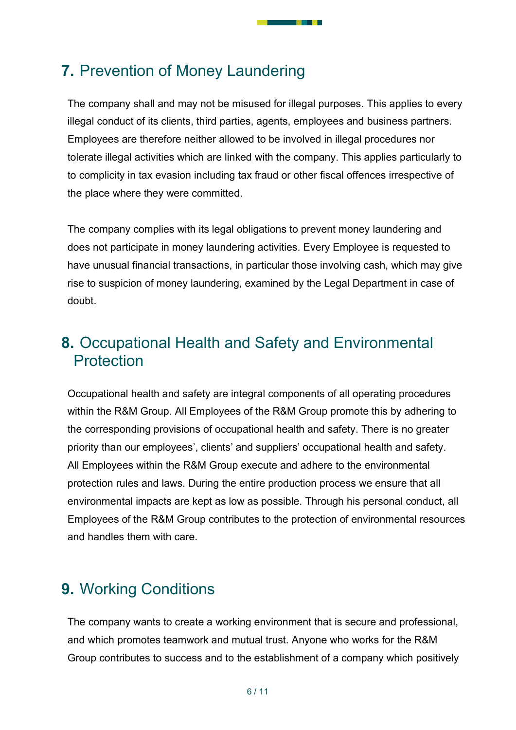## **7.** Prevention of Money Laundering

The company shall and may not be misused for illegal purposes. This applies to every illegal conduct of its clients, third parties, agents, employees and business partners. Employees are therefore neither allowed to be involved in illegal procedures nor tolerate illegal activities which are linked with the company. This applies particularly to to complicity in tax evasion including tax fraud or other fiscal offences irrespective of the place where they were committed.

The company complies with its legal obligations to prevent money laundering and does not participate in money laundering activities. Every Employee is requested to have unusual financial transactions, in particular those involving cash, which may give rise to suspicion of money laundering, examined by the Legal Department in case of doubt.

## **8.** Occupational Health and Safety and Environmental Protection

Occupational health and safety are integral components of all operating procedures within the R&M Group. All Employees of the R&M Group promote this by adhering to the corresponding provisions of occupational health and safety. There is no greater priority than our employees', clients' and suppliers' occupational health and safety. All Employees within the R&M Group execute and adhere to the environmental protection rules and laws. During the entire production process we ensure that all environmental impacts are kept as low as possible. Through his personal conduct, all Employees of the R&M Group contributes to the protection of environmental resources and handles them with care.

## **9.** Working Conditions

The company wants to create a working environment that is secure and professional, and which promotes teamwork and mutual trust. Anyone who works for the R&M Group contributes to success and to the establishment of a company which positively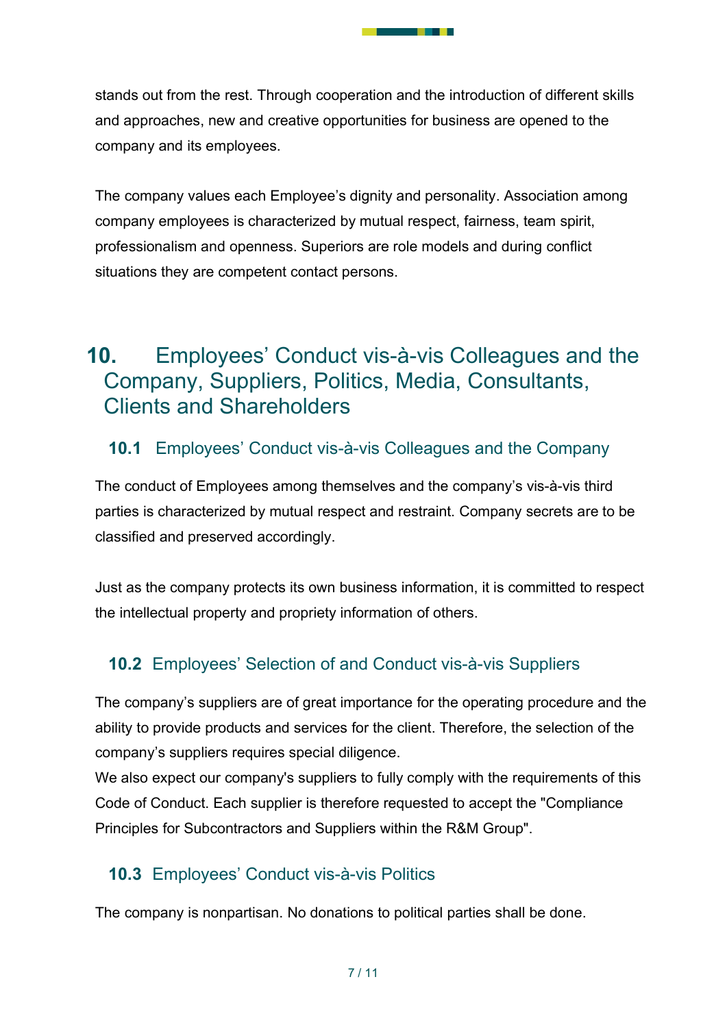stands out from the rest. Through cooperation and the introduction of different skills and approaches, new and creative opportunities for business are opened to the company and its employees.

The company values each Employee's dignity and personality. Association among company employees is characterized by mutual respect, fairness, team spirit, professionalism and openness. Superiors are role models and during conflict situations they are competent contact persons.

# 10. Employees' Conduct vis-à-vis Colleagues and the Company, Suppliers, Politics, Media, Consultants, Clients and Shareholders

## 10.1 Employees' Conduct vis-à-vis Colleagues and the Company

The conduct of Employees among themselves and the company's vis-à-vis third parties is characterized by mutual respect and restraint. Company secrets are to be classified and preserved accordingly.

Just as the company protects its own business information, it is committed to respect the intellectual property and propriety information of others.

## 10.2 Employees' Selection of and Conduct vis-à-vis Suppliers

The company's suppliers are of great importance for the operating procedure and the ability to provide products and services for the client. Therefore, the selection of the company's suppliers requires special diligence.
We also expect our company's suppliers to fully comply with the requirements of this Code of Conduct. Each supplier is therefore requested to accept the "Compliance Principles for Subcontractors and Suppliers within the R&M Group".

## 10.3 Employees' Conduct vis-à-vis Politics

The company is nonpartisan. No donations to political parties shall be done.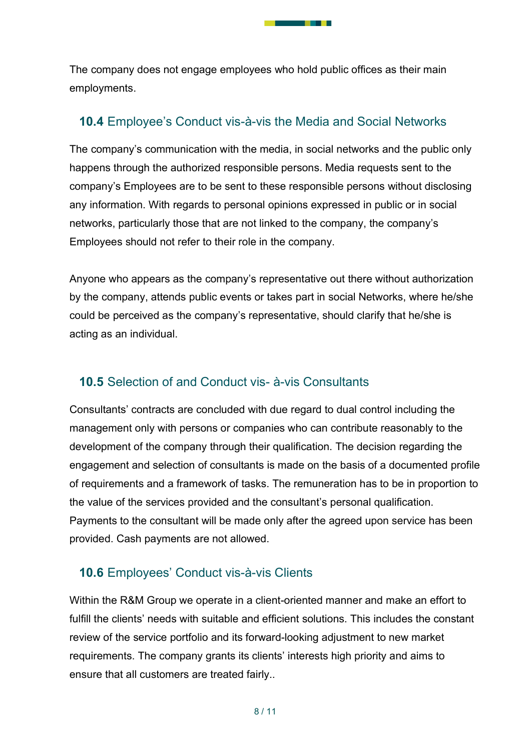The company does not engage employees who hold public offices as their main employments.

## **10.4** Employee's Conduct vis-à-vis the Media and Social Networks

The company's communication with the media, in social networks and the public only happens through the authorized responsible persons. Media requests sent to the company's Employees are to be sent to these responsible persons without disclosing any information. With regards to personal opinions expressed in public or in social networks, particularly those that are not linked to the company, the company's Employees should not refer to their role in the company.

Anyone who appears as the company's representative out there without authorization by the company, attends public events or takes part in social Networks, where he/she could be perceived as the company's representative, should clarify that he/she is acting as an individual.

## **10.5** Selection of and Conduct vis- à-vis Consultants

Consultants' contracts are concluded with due regard to dual control including the management only with persons or companies who can contribute reasonably to the development of the company through their qualification. The decision regarding the engagement and selection of consultants is made on the basis of a documented profile of requirements and a framework of tasks. The remuneration has to be in proportion to the value of the services provided and the consultant's personal qualification. Payments to the consultant will be made only after the agreed upon service has been provided. Cash payments are not allowed.

## **10.6** Employees' Conduct vis-à-vis Clients

Within the R&M Group we operate in a client-oriented manner and make an effort to fulfill the clients' needs with suitable and efficient solutions. This includes the constant review of the service portfolio and its forward-looking adjustment to new market requirements. The company grants its clients' interests high priority and aims to ensure that all customers are treated fairly..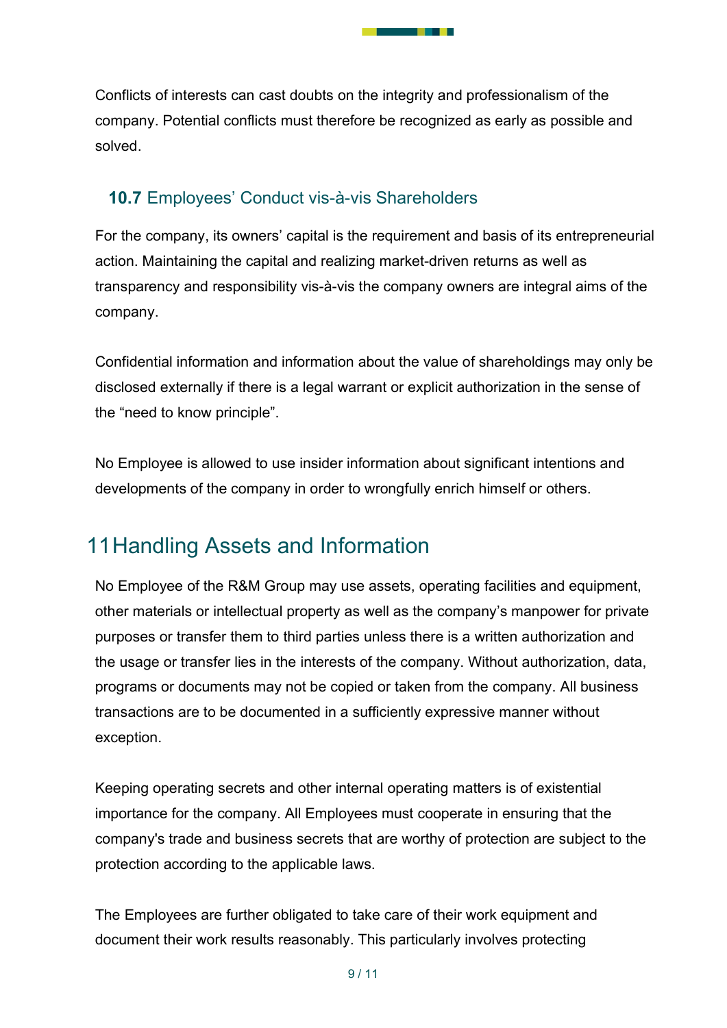Conflicts of interests can cast doubts on the integrity and professionalism of the company. Potential conflicts must therefore be recognized as early as possible and solved.

### **10.7** Employees' Conduct vis-à-vis Shareholders

For the company, its owners' capital is the requirement and basis of its entrepreneurial action. Maintaining the capital and realizing market-driven returns as well as transparency and responsibility vis-à-vis the company owners are integral aims of the company.

Confidential information and information about the value of shareholdings may only be disclosed externally if there is a legal warrant or explicit authorization in the sense of the "need to know principle".

No Employee is allowed to use insider information about significant intentions and developments of the company in order to wrongfully enrich himself or others.

## 11 Handling Assets and Information

No Employee of the R&M Group may use assets, operating facilities and equipment, other materials or intellectual property as well as the company's manpower for private purposes or transfer them to third parties unless there is a written authorization and the usage or transfer lies in the interests of the company. Without authorization, data, programs or documents may not be copied or taken from the company. All business transactions are to be documented in a sufficiently expressive manner without exception.

Keeping operating secrets and other internal operating matters is of existential importance for the company. All Employees must cooperate in ensuring that the company's trade and business secrets that are worthy of protection are subject to the protection according to the applicable laws.

The Employees are further obligated to take care of their work equipment and document their work results reasonably. This particularly involves protecting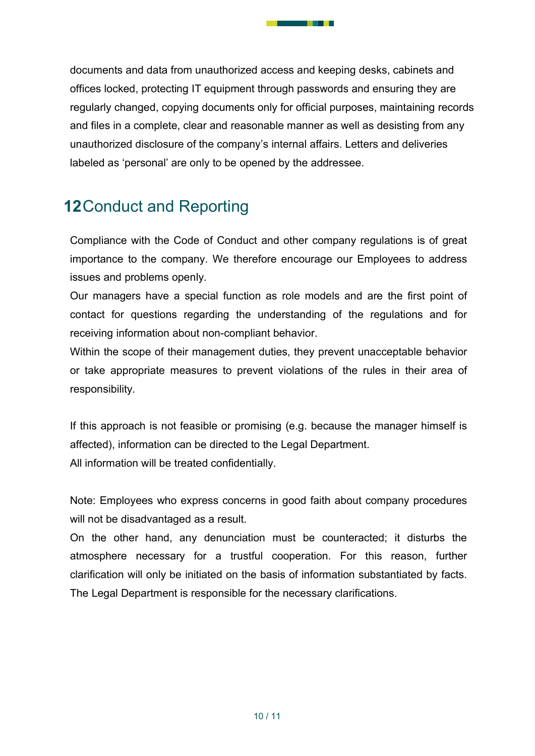documents and data from unauthorized access and keeping desks, cabinets and offices locked, protecting IT equipment through passwords and ensuring they are regularly changed, copying documents only for official purposes, maintaining records and files in a complete, clear and reasonable manner as well as desisting from any unauthorized disclosure of the company's internal affairs. Letters and deliveries labeled as 'personal' are only to be opened by the addressee.

# 12 Conduct and Reporting

Compliance with the Code of Conduct and other company regulations is of great importance to the company. We therefore encourage our Employees to address issues and problems openly.

Our managers have a special function as role models and are the first point of contact for questions regarding the understanding of the regulations and for receiving information about non-compliant behavior.

Within the scope of their management duties, they prevent unacceptable behavior or take appropriate measures to prevent violations of the rules in their area of responsibility.

If this approach is not feasible or promising (e.g. because the manager himself is affected), information can be directed to the Legal Department.

All information will be treated confidentially.

Note: Employees who express concerns in good faith about company procedures will not be disadvantaged as a result.

On the other hand, any denunciation must be counteracted; it disturbs the atmosphere necessary for a trustful cooperation. For this reason, further clarification will only be initiated on the basis of information substantiated by facts. The Legal Department is responsible for the necessary clarifications.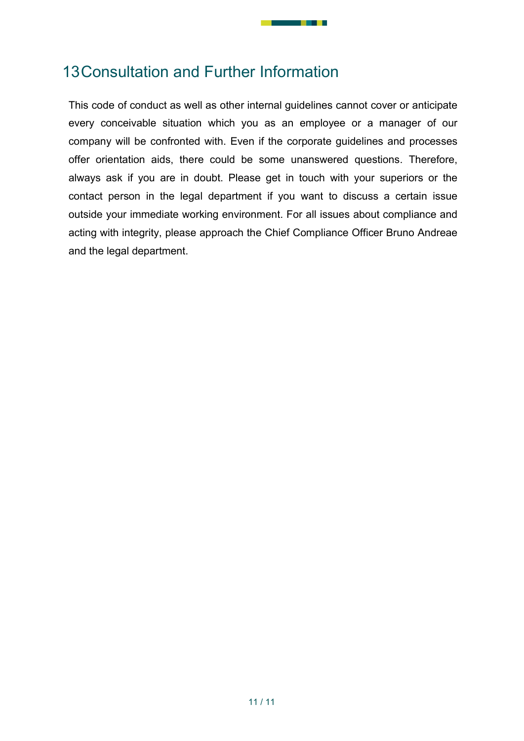# 13 Consultation and Further Information

This code of conduct as well as other internal guidelines cannot cover or anticipate every conceivable situation which you as an employee or a manager of our company will be confronted with. Even if the corporate guidelines and processes offer orientation aids, there could be some unanswered questions. Therefore, always ask if you are in doubt. Please get in touch with your superiors or the contact person in the legal department if you want to discuss a certain issue outside your immediate working environment. For all issues about compliance and acting with integrity, please approach the Chief Compliance Officer Bruno Andreae and the legal department.